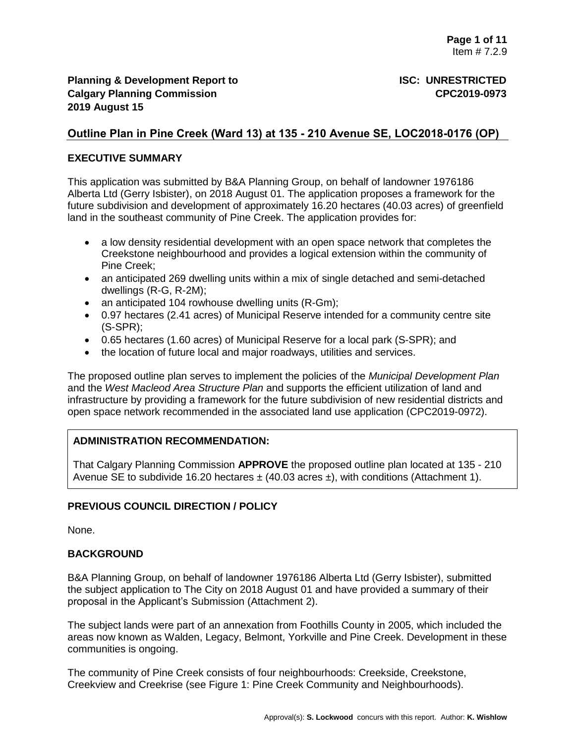**Planning & Development Report to Calgary Planning Commission**
**2019 August 15**

**ISC: UNRESTRICTED**
**CPC2019-0973**

## Outline Plan in Pine Creek (Ward 13) at 135 - 210 Avenue SE, LOC2018-0176 (OP)

### EXECUTIVE SUMMARY

This application was submitted by B&A Planning Group, on behalf of landowner 1976186 Alberta Ltd (Gerry Isbister), on 2018 August 01. The application proposes a framework for the future subdivision and development of approximately 16.20 hectares (40.03 acres) of greenfield land in the southeast community of Pine Creek. The application provides for:

- a low density residential development with an open space network that completes the Creekstone neighbourhood and provides a logical extension within the community of Pine Creek;
- an anticipated 269 dwelling units within a mix of single detached and semi-detached dwellings (R-G, R-2M);
- an anticipated 104 rowhouse dwelling units (R-Gm);
- 0.97 hectares (2.41 acres) of Municipal Reserve intended for a community centre site (S-SPR);
- 0.65 hectares (1.60 acres) of Municipal Reserve for a local park (S-SPR); and
- the location of future local and major roadways, utilities and services.

The proposed outline plan serves to implement the policies of the *Municipal Development Plan* and the *West Macleod Area Structure Plan* and supports the efficient utilization of land and infrastructure by providing a framework for the future subdivision of new residential districts and open space network recommended in the associated land use application (CPC2019-0972).

### ADMINISTRATION RECOMMENDATION:

That Calgary Planning Commission **APPROVE** the proposed outline plan located at 135 - 210 Avenue SE to subdivide 16.20 hectares ± (40.03 acres ±), with conditions (Attachment 1).

### PREVIOUS COUNCIL DIRECTION / POLICY

None.

### BACKGROUND

B&A Planning Group, on behalf of landowner 1976186 Alberta Ltd (Gerry Isbister), submitted the subject application to The City on 2018 August 01 and have provided a summary of their proposal in the Applicant's Submission (Attachment 2).

The subject lands were part of an annexation from Foothills County in 2005, which included the areas now known as Walden, Legacy, Belmont, Yorkville and Pine Creek. Development in these communities is ongoing.

The community of Pine Creek consists of four neighbourhoods: Creekside, Creekstone, Creekview and Creekrise (see Figure 1: Pine Creek Community and Neighbourhoods).

Approval(s): **S. Lockwood** concurs with this report. Author: **K. Wishlow**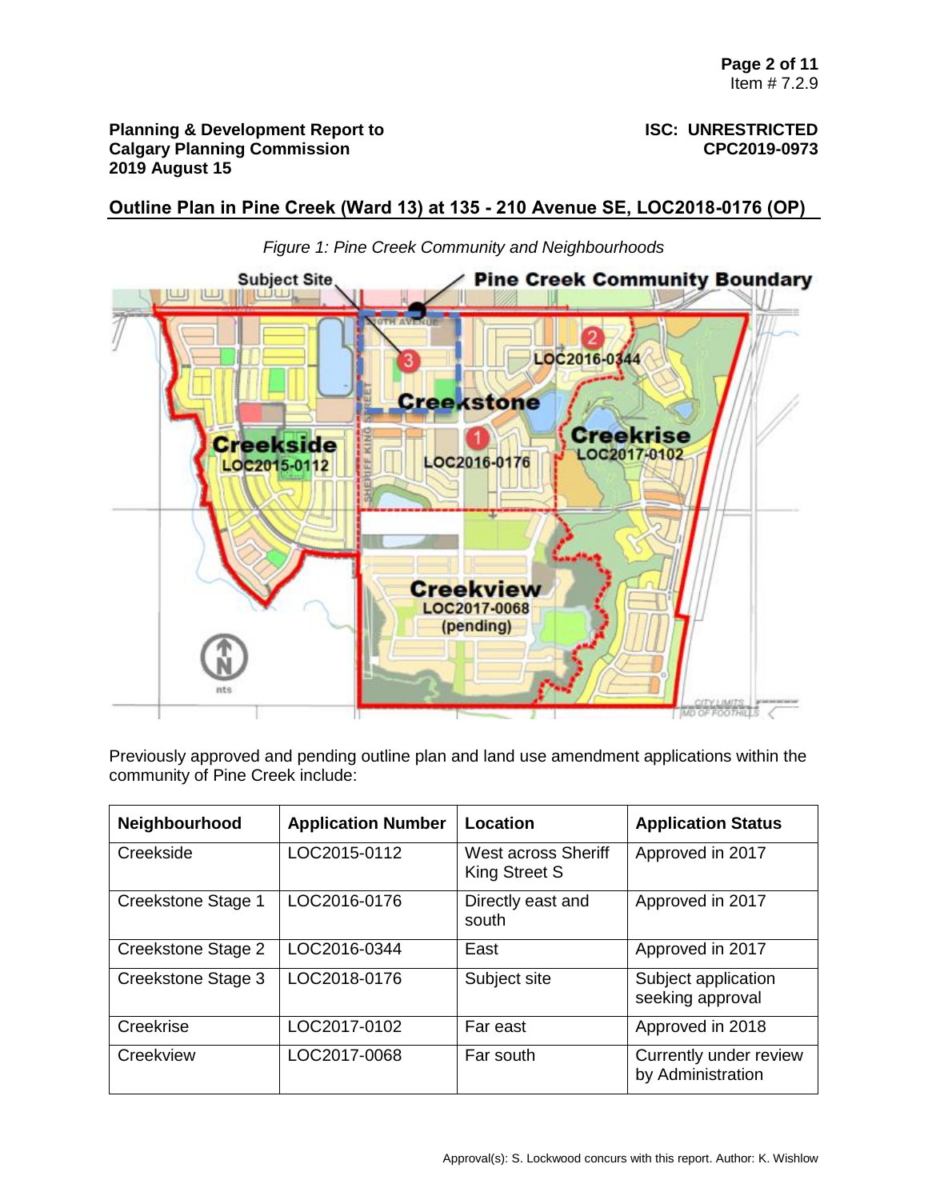## Outline Plan in Pine Creek (Ward 13) at 135 - 210 Avenue SE, LOC2018-0176 (OP)

*Figure 1: Pine Creek Community and Neighbourhoods*

Previously approved and pending outline plan and land use amendment applications within the community of Pine Creek include:

| Neighbourhood | Application Number | Location | Application Status |
|---|---|---|---|
| Creekside | LOC2015-0112 | West across Sheriff King Street S | Approved in 2017 |
| Creekstone Stage 1 | LOC2016-0176 | Directly east and south | Approved in 2017 |
| Creekstone Stage 2 | LOC2016-0344 | East | Approved in 2017 |
| Creekstone Stage 3 | LOC2018-0176 | Subject site | Subject application seeking approval |
| Creekrise | LOC2017-0102 | Far east | Approved in 2018 |
| Creekview | LOC2017-0068 | Far south | Currently under review by Administration |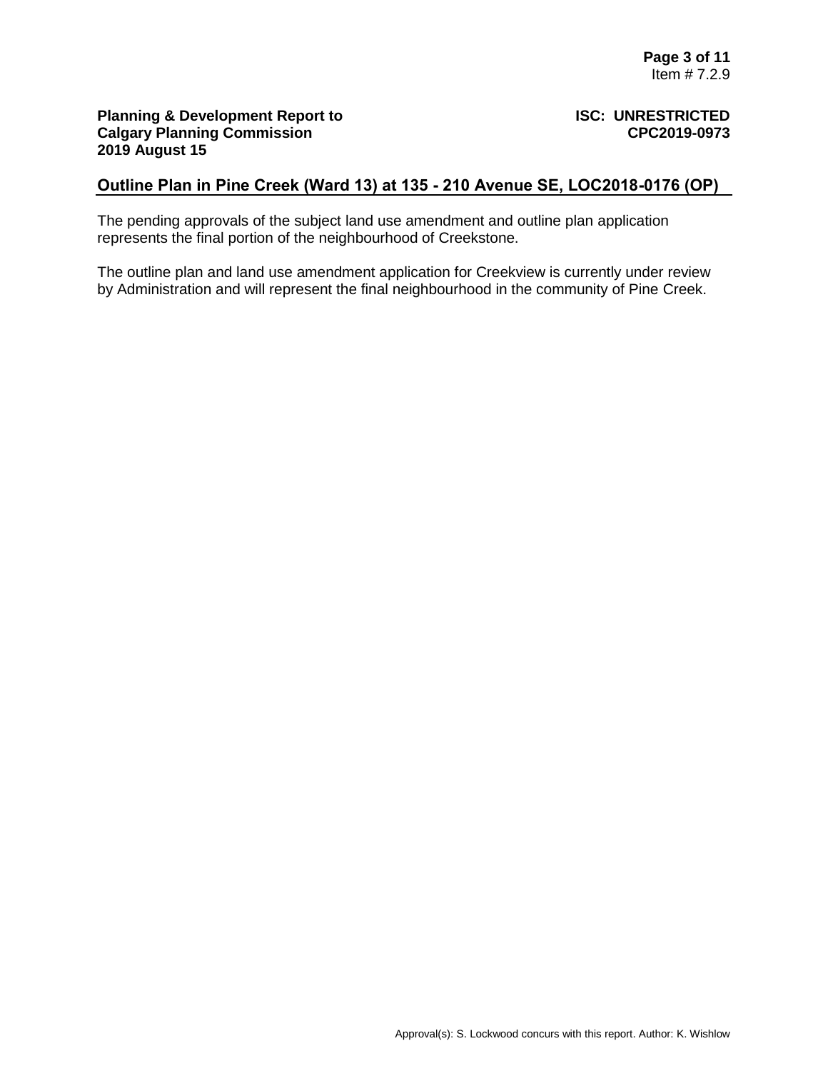## Outline Plan in Pine Creek (Ward 13) at 135 - 210 Avenue SE, LOC2018-0176 (OP)

The pending approvals of the subject land use amendment and outline plan application represents the final portion of the neighbourhood of Creekstone.

The outline plan and land use amendment application for Creekview is currently under review by Administration and will represent the final neighbourhood in the community of Pine Creek.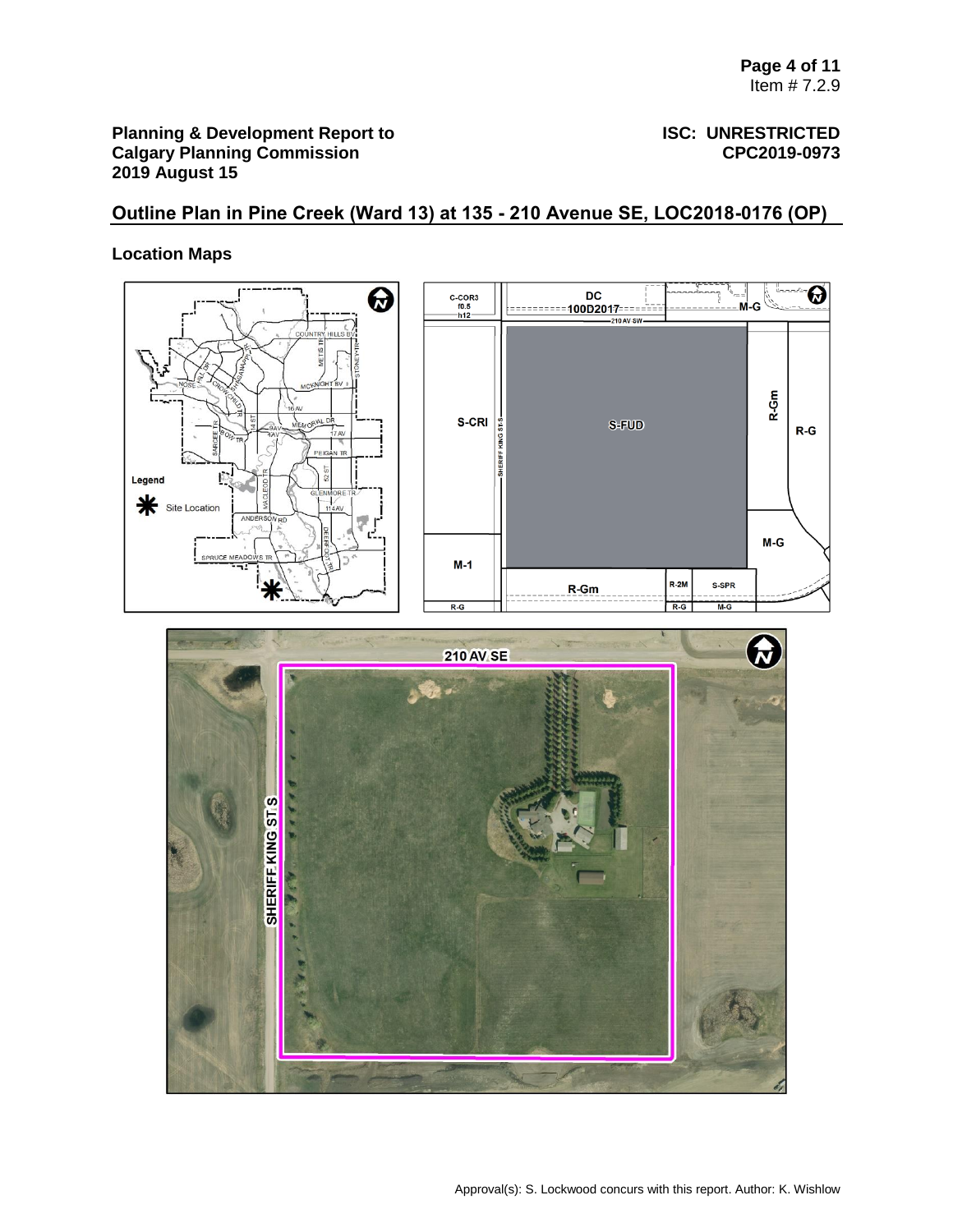**Planning & Development Report to Calgary Planning Commission 2019 August 15**

**ISC: UNRESTRICTED CPC2019-0973**

## Outline Plan in Pine Creek (Ward 13) at 135 - 210 Avenue SE, LOC2018-0176 (OP)

### Location Maps

Approval(s): S. Lockwood concurs with this report. Author: K. Wishlow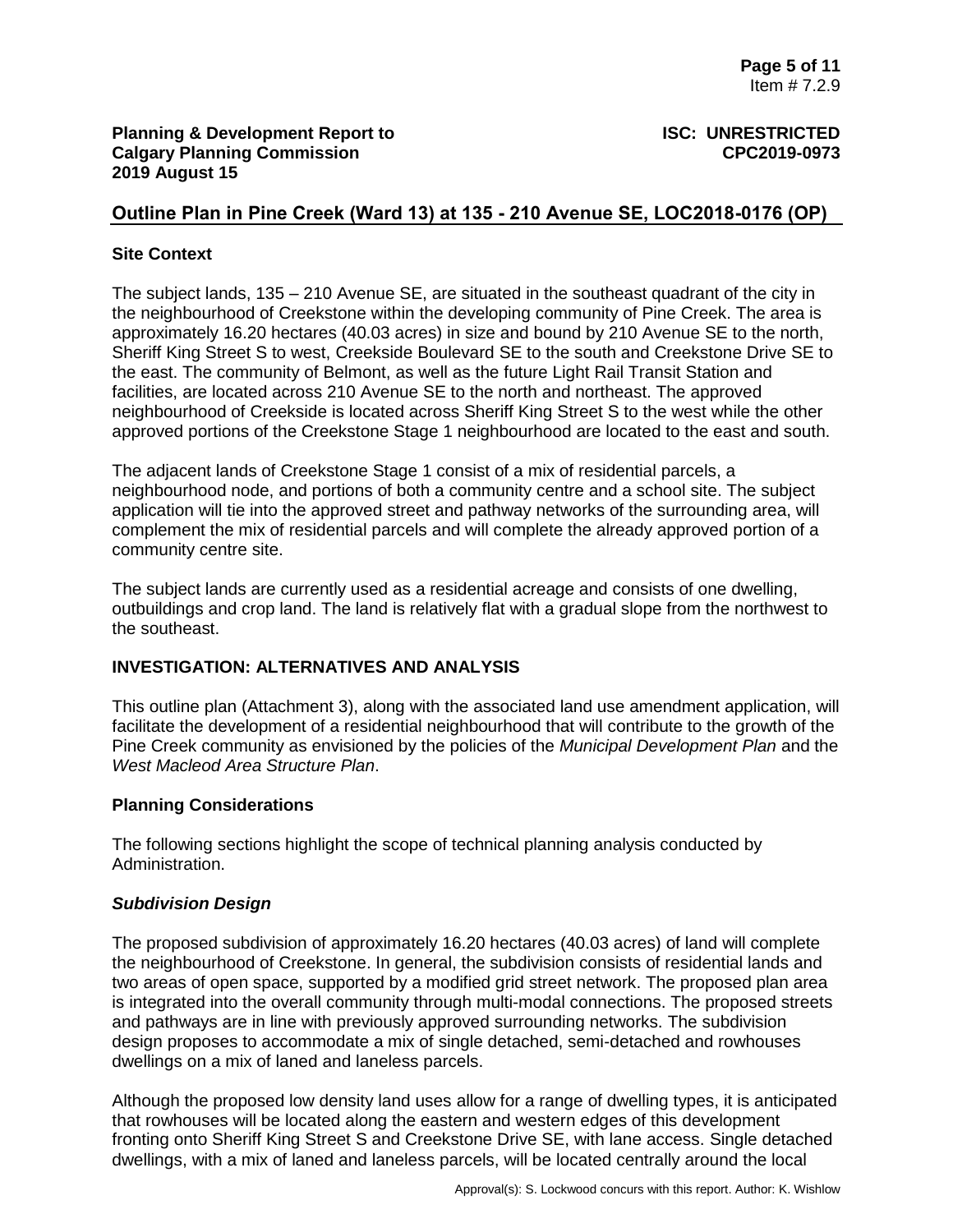**Planning & Development Report to Calgary Planning Commission**
**2019 August 15**

**ISC: UNRESTRICTED**
**CPC2019-0973**

## Outline Plan in Pine Creek (Ward 13) at 135 - 210 Avenue SE, LOC2018-0176 (OP)

### Site Context

The subject lands, 135 – 210 Avenue SE, are situated in the southeast quadrant of the city in the neighbourhood of Creekstone within the developing community of Pine Creek. The area is approximately 16.20 hectares (40.03 acres) in size and bound by 210 Avenue SE to the north, Sheriff King Street S to west, Creekside Boulevard SE to the south and Creekstone Drive SE to the east. The community of Belmont, as well as the future Light Rail Transit Station and facilities, are located across 210 Avenue SE to the north and northeast. The approved neighbourhood of Creekside is located across Sheriff King Street S to the west while the other approved portions of the Creekstone Stage 1 neighbourhood are located to the east and south.

The adjacent lands of Creekstone Stage 1 consist of a mix of residential parcels, a neighbourhood node, and portions of both a community centre and a school site. The subject application will tie into the approved street and pathway networks of the surrounding area, will complement the mix of residential parcels and will complete the already approved portion of a community centre site.

The subject lands are currently used as a residential acreage and consists of one dwelling, outbuildings and crop land. The land is relatively flat with a gradual slope from the northwest to the southeast.

### INVESTIGATION: ALTERNATIVES AND ANALYSIS

This outline plan (Attachment 3), along with the associated land use amendment application, will facilitate the development of a residential neighbourhood that will contribute to the growth of the Pine Creek community as envisioned by the policies of the *Municipal Development Plan* and the *West Macleod Area Structure Plan*.

### Planning Considerations

The following sections highlight the scope of technical planning analysis conducted by Administration.

#### *Subdivision Design*

The proposed subdivision of approximately 16.20 hectares (40.03 acres) of land will complete the neighbourhood of Creekstone. In general, the subdivision consists of residential lands and two areas of open space, supported by a modified grid street network. The proposed plan area is integrated into the overall community through multi-modal connections. The proposed streets and pathways are in line with previously approved surrounding networks. The subdivision design proposes to accommodate a mix of single detached, semi-detached and rowhouses dwellings on a mix of laned and laneless parcels.

Although the proposed low density land uses allow for a range of dwelling types, it is anticipated that rowhouses will be located along the eastern and western edges of this development fronting onto Sheriff King Street S and Creekstone Drive SE, with lane access. Single detached dwellings, with a mix of laned and laneless parcels, will be located centrally around the local

Approval(s): S. Lockwood concurs with this report. Author: K. Wishlow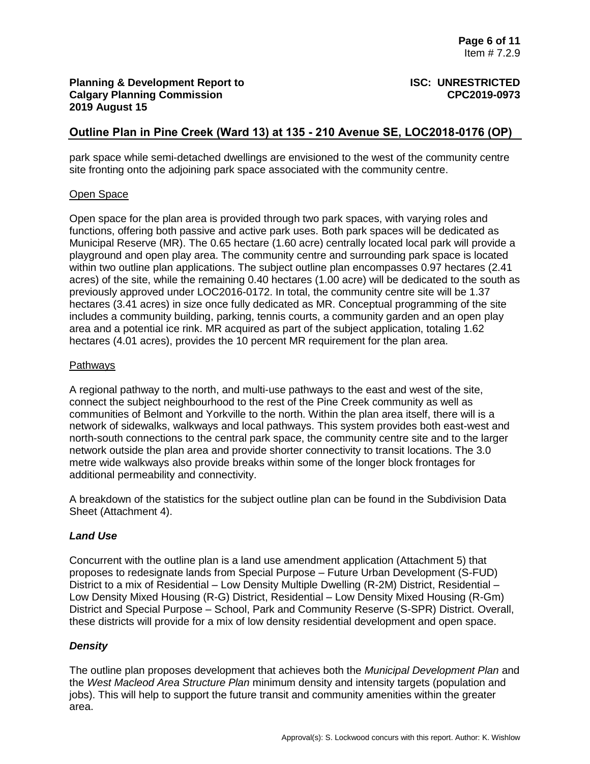park space while semi-detached dwellings are envisioned to the west of the community centre site fronting onto the adjoining park space associated with the community centre.

Open Space

Open space for the plan area is provided through two park spaces, with varying roles and functions, offering both passive and active park uses. Both park spaces will be dedicated as Municipal Reserve (MR). The 0.65 hectare (1.60 acre) centrally located local park will provide a playground and open play area. The community centre and surrounding park space is located within two outline plan applications. The subject outline plan encompasses 0.97 hectares (2.41 acres) of the site, while the remaining 0.40 hectares (1.00 acre) will be dedicated to the south as previously approved under LOC2016-0172. In total, the community centre site will be 1.37 hectares (3.41 acres) in size once fully dedicated as MR. Conceptual programming of the site includes a community building, parking, tennis courts, a community garden and an open play area and a potential ice rink. MR acquired as part of the subject application, totaling 1.62 hectares (4.01 acres), provides the 10 percent MR requirement for the plan area.

Pathways

A regional pathway to the north, and multi-use pathways to the east and west of the site, connect the subject neighbourhood to the rest of the Pine Creek community as well as communities of Belmont and Yorkville to the north. Within the plan area itself, there will is a network of sidewalks, walkways and local pathways. This system provides both east-west and north-south connections to the central park space, the community centre site and to the larger network outside the plan area and provide shorter connectivity to transit locations. The 3.0 metre wide walkways also provide breaks within some of the longer block frontages for additional permeability and connectivity.

A breakdown of the statistics for the subject outline plan can be found in the Subdivision Data Sheet (Attachment 4).

### *Land Use*

Concurrent with the outline plan is a land use amendment application (Attachment 5) that proposes to redesignate lands from Special Purpose – Future Urban Development (S-FUD) District to a mix of Residential – Low Density Multiple Dwelling (R-2M) District, Residential – Low Density Mixed Housing (R-G) District, Residential – Low Density Mixed Housing (R-Gm) District and Special Purpose – School, Park and Community Reserve (S-SPR) District. Overall, these districts will provide for a mix of low density residential development and open space.

### *Density*

The outline plan proposes development that achieves both the *Municipal Development Plan* and the *West Macleod Area Structure Plan* minimum density and intensity targets (population and jobs). This will help to support the future transit and community amenities within the greater area.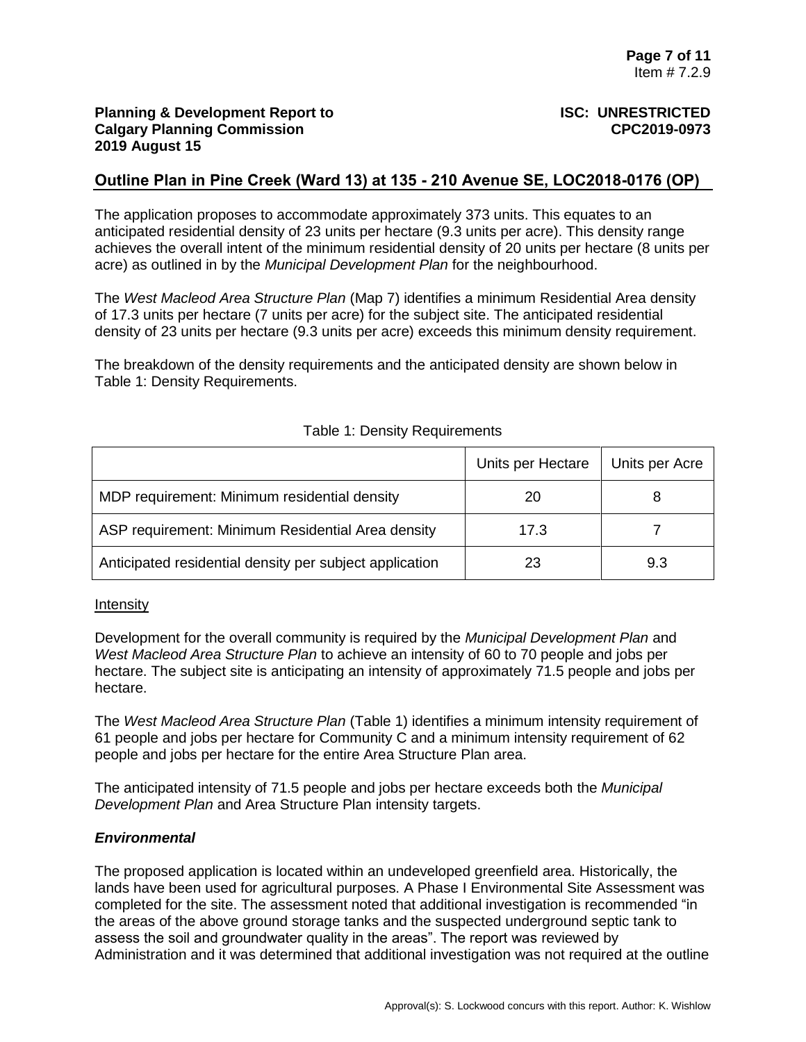## Outline Plan in Pine Creek (Ward 13) at 135 - 210 Avenue SE, LOC2018-0176 (OP)

The application proposes to accommodate approximately 373 units. This equates to an anticipated residential density of 23 units per hectare (9.3 units per acre). This density range achieves the overall intent of the minimum residential density of 20 units per hectare (8 units per acre) as outlined in by the *Municipal Development Plan* for the neighbourhood.

The *West Macleod Area Structure Plan* (Map 7) identifies a minimum Residential Area density of 17.3 units per hectare (7 units per acre) for the subject site. The anticipated residential density of 23 units per hectare (9.3 units per acre) exceeds this minimum density requirement.

The breakdown of the density requirements and the anticipated density are shown below in Table 1: Density Requirements.

Table 1: Density Requirements

| | Units per Hectare | Units per Acre |
|---|---|---|
| MDP requirement: Minimum residential density | 20 | 8 |
| ASP requirement: Minimum Residential Area density | 17.3 | 7 |
| Anticipated residential density per subject application | 23 | 9.3 |

Intensity

Development for the overall community is required by the *Municipal Development Plan* and *West Macleod Area Structure Plan* to achieve an intensity of 60 to 70 people and jobs per hectare. The subject site is anticipating an intensity of approximately 71.5 people and jobs per hectare.

The *West Macleod Area Structure Plan* (Table 1) identifies a minimum intensity requirement of 61 people and jobs per hectare for Community C and a minimum intensity requirement of 62 people and jobs per hectare for the entire Area Structure Plan area.

The anticipated intensity of 71.5 people and jobs per hectare exceeds both the *Municipal Development Plan* and Area Structure Plan intensity targets.

### *Environmental*

The proposed application is located within an undeveloped greenfield area. Historically, the lands have been used for agricultural purposes. A Phase I Environmental Site Assessment was completed for the site. The assessment noted that additional investigation is recommended "in the areas of the above ground storage tanks and the suspected underground septic tank to assess the soil and groundwater quality in the areas". The report was reviewed by Administration and it was determined that additional investigation was not required at the outline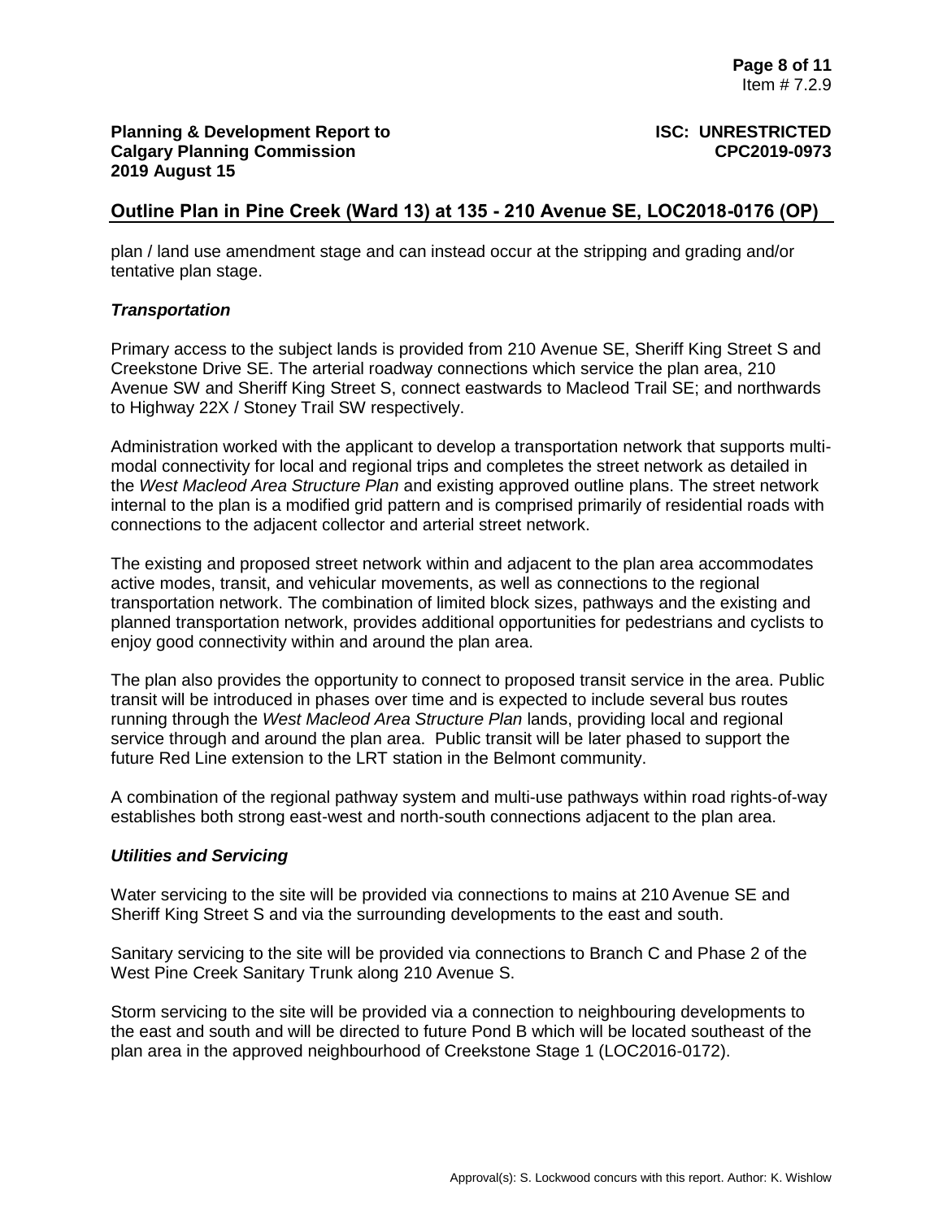plan / land use amendment stage and can instead occur at the stripping and grading and/or tentative plan stage.

### *Transportation*

Primary access to the subject lands is provided from 210 Avenue SE, Sheriff King Street S and Creekstone Drive SE. The arterial roadway connections which service the plan area, 210 Avenue SW and Sheriff King Street S, connect eastwards to Macleod Trail SE; and northwards to Highway 22X / Stoney Trail SW respectively.

Administration worked with the applicant to develop a transportation network that supports multi-modal connectivity for local and regional trips and completes the street network as detailed in the *West Macleod Area Structure Plan* and existing approved outline plans. The street network internal to the plan is a modified grid pattern and is comprised primarily of residential roads with connections to the adjacent collector and arterial street network.

The existing and proposed street network within and adjacent to the plan area accommodates active modes, transit, and vehicular movements, as well as connections to the regional transportation network. The combination of limited block sizes, pathways and the existing and planned transportation network, provides additional opportunities for pedestrians and cyclists to enjoy good connectivity within and around the plan area.

The plan also provides the opportunity to connect to proposed transit service in the area. Public transit will be introduced in phases over time and is expected to include several bus routes running through the *West Macleod Area Structure Plan* lands, providing local and regional service through and around the plan area. Public transit will be later phased to support the future Red Line extension to the LRT station in the Belmont community.

A combination of the regional pathway system and multi-use pathways within road rights-of-way establishes both strong east-west and north-south connections adjacent to the plan area.

### *Utilities and Servicing*

Water servicing to the site will be provided via connections to mains at 210 Avenue SE and Sheriff King Street S and via the surrounding developments to the east and south.

Sanitary servicing to the site will be provided via connections to Branch C and Phase 2 of the West Pine Creek Sanitary Trunk along 210 Avenue S.

Storm servicing to the site will be provided via a connection to neighbouring developments to the east and south and will be directed to future Pond B which will be located southeast of the plan area in the approved neighbourhood of Creekstone Stage 1 (LOC2016-0172).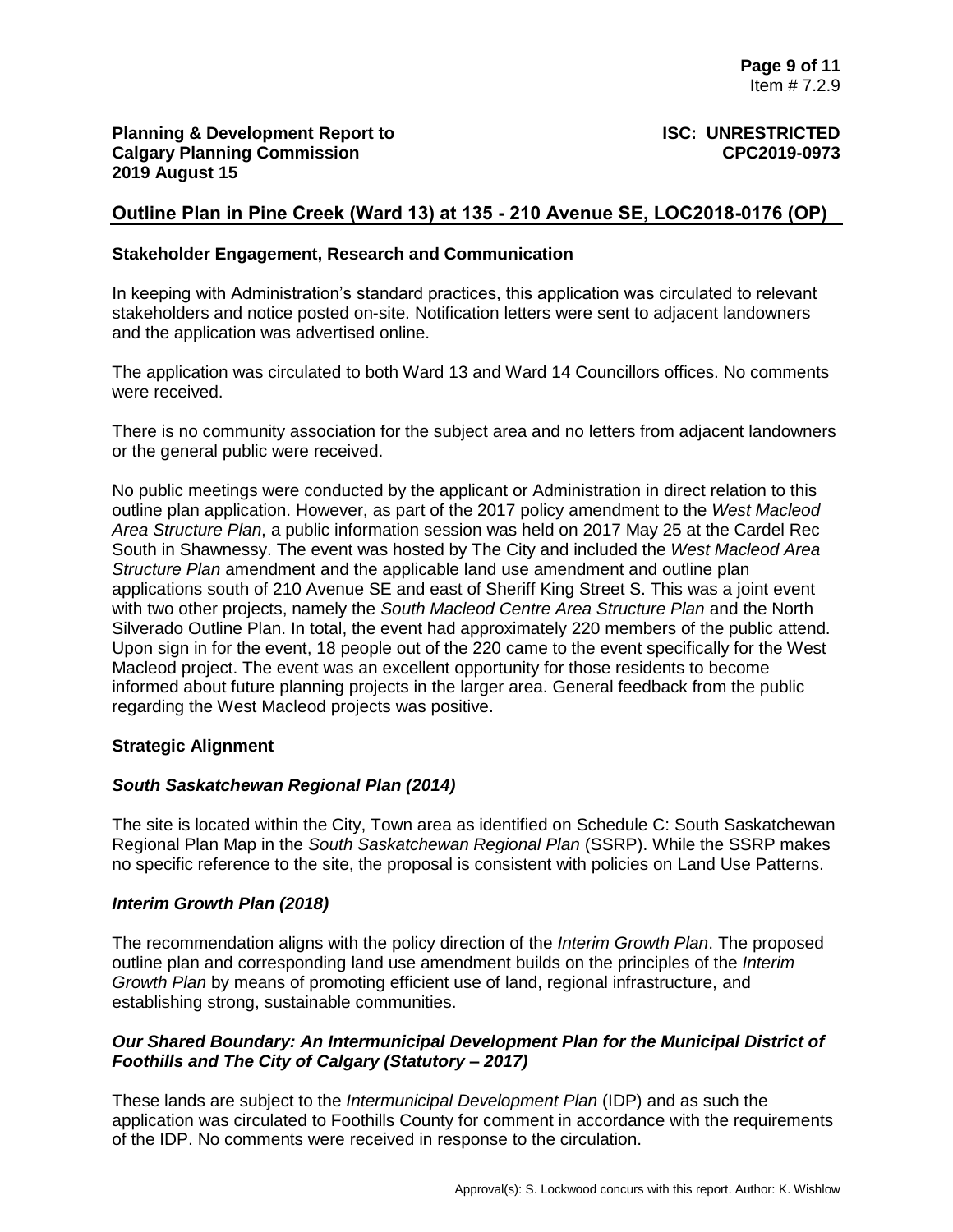## Stakeholder Engagement, Research and Communication

In keeping with Administration's standard practices, this application was circulated to relevant stakeholders and notice posted on-site. Notification letters were sent to adjacent landowners and the application was advertised online.

The application was circulated to both Ward 13 and Ward 14 Councillors offices. No comments were received.

There is no community association for the subject area and no letters from adjacent landowners or the general public were received.

No public meetings were conducted by the applicant or Administration in direct relation to this outline plan application. However, as part of the 2017 policy amendment to the *West Macleod Area Structure Plan*, a public information session was held on 2017 May 25 at the Cardel Rec South in Shawnessy. The event was hosted by The City and included the *West Macleod Area Structure Plan* amendment and the applicable land use amendment and outline plan applications south of 210 Avenue SE and east of Sheriff King Street S. This was a joint event with two other projects, namely the *South Macleod Centre Area Structure Plan* and the North Silverado Outline Plan. In total, the event had approximately 220 members of the public attend. Upon sign in for the event, 18 people out of the 220 came to the event specifically for the West Macleod project. The event was an excellent opportunity for those residents to become informed about future planning projects in the larger area. General feedback from the public regarding the West Macleod projects was positive.

## Strategic Alignment

### *South Saskatchewan Regional Plan (2014)*

The site is located within the City, Town area as identified on Schedule C: South Saskatchewan Regional Plan Map in the *South Saskatchewan Regional Plan* (SSRP). While the SSRP makes no specific reference to the site, the proposal is consistent with policies on Land Use Patterns.

### *Interim Growth Plan (2018)*

The recommendation aligns with the policy direction of the *Interim Growth Plan*. The proposed outline plan and corresponding land use amendment builds on the principles of the *Interim Growth Plan* by means of promoting efficient use of land, regional infrastructure, and establishing strong, sustainable communities.

### *Our Shared Boundary: An Intermunicipal Development Plan for the Municipal District of Foothills and The City of Calgary (Statutory – 2017)*

These lands are subject to the *Intermunicipal Development Plan* (IDP) and as such the application was circulated to Foothills County for comment in accordance with the requirements of the IDP. No comments were received in response to the circulation.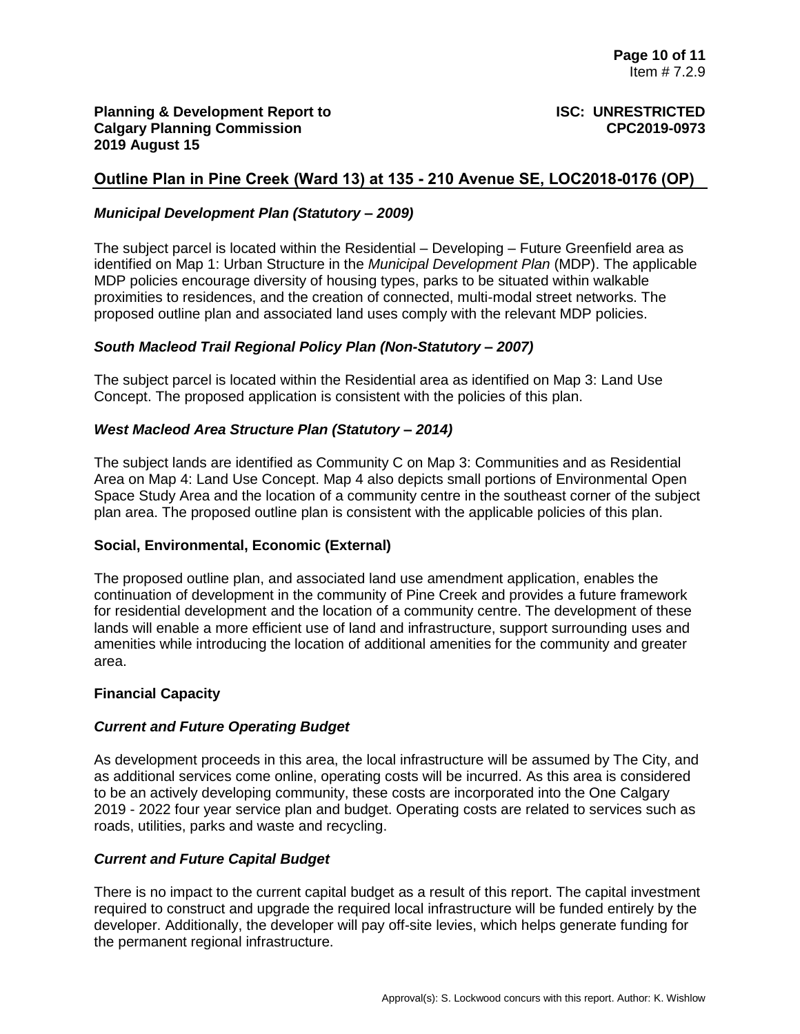## Outline Plan in Pine Creek (Ward 13) at 135 - 210 Avenue SE, LOC2018-0176 (OP)

### *Municipal Development Plan (Statutory – 2009)*

The subject parcel is located within the Residential – Developing – Future Greenfield area as identified on Map 1: Urban Structure in the *Municipal Development Plan* (MDP). The applicable MDP policies encourage diversity of housing types, parks to be situated within walkable proximities to residences, and the creation of connected, multi-modal street networks. The proposed outline plan and associated land uses comply with the relevant MDP policies.

### *South Macleod Trail Regional Policy Plan (Non-Statutory – 2007)*

The subject parcel is located within the Residential area as identified on Map 3: Land Use Concept. The proposed application is consistent with the policies of this plan.

### *West Macleod Area Structure Plan (Statutory – 2014)*

The subject lands are identified as Community C on Map 3: Communities and as Residential Area on Map 4: Land Use Concept. Map 4 also depicts small portions of Environmental Open Space Study Area and the location of a community centre in the southeast corner of the subject plan area. The proposed outline plan is consistent with the applicable policies of this plan.

### Social, Environmental, Economic (External)

The proposed outline plan, and associated land use amendment application, enables the continuation of development in the community of Pine Creek and provides a future framework for residential development and the location of a community centre. The development of these lands will enable a more efficient use of land and infrastructure, support surrounding uses and amenities while introducing the location of additional amenities for the community and greater area.

### Financial Capacity

### *Current and Future Operating Budget*

As development proceeds in this area, the local infrastructure will be assumed by The City, and as additional services come online, operating costs will be incurred. As this area is considered to be an actively developing community, these costs are incorporated into the One Calgary 2019 - 2022 four year service plan and budget. Operating costs are related to services such as roads, utilities, parks and waste and recycling.

### *Current and Future Capital Budget*

There is no impact to the current capital budget as a result of this report. The capital investment required to construct and upgrade the required local infrastructure will be funded entirely by the developer. Additionally, the developer will pay off-site levies, which helps generate funding for the permanent regional infrastructure.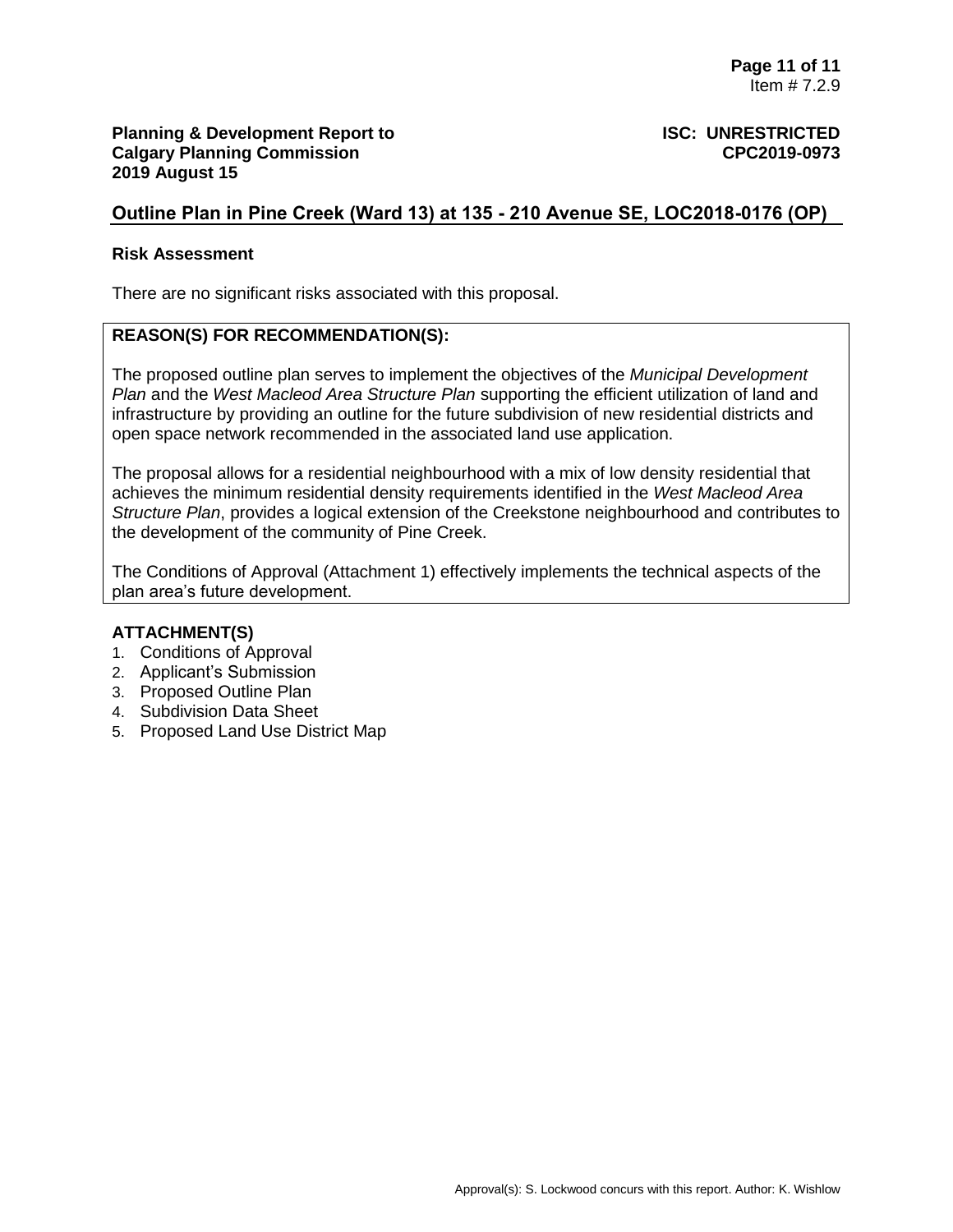**Planning & Development Report to Calgary Planning Commission 2019 August 15**

**ISC: UNRESTRICTED CPC2019-0973**

## Outline Plan in Pine Creek (Ward 13) at 135 - 210 Avenue SE, LOC2018-0176 (OP)

### Risk Assessment

There are no significant risks associated with this proposal.

### REASON(S) FOR RECOMMENDATION(S):

The proposed outline plan serves to implement the objectives of the *Municipal Development Plan* and the *West Macleod Area Structure Plan* supporting the efficient utilization of land and infrastructure by providing an outline for the future subdivision of new residential districts and open space network recommended in the associated land use application.

The proposal allows for a residential neighbourhood with a mix of low density residential that achieves the minimum residential density requirements identified in the *West Macleod Area Structure Plan*, provides a logical extension of the Creekstone neighbourhood and contributes to the development of the community of Pine Creek.

The Conditions of Approval (Attachment 1) effectively implements the technical aspects of the plan area's future development.

### ATTACHMENT(S)

1. Conditions of Approval
2. Applicant's Submission
3. Proposed Outline Plan
4. Subdivision Data Sheet
5. Proposed Land Use District Map

Approval(s): S. Lockwood concurs with this report. Author: K. Wishlow